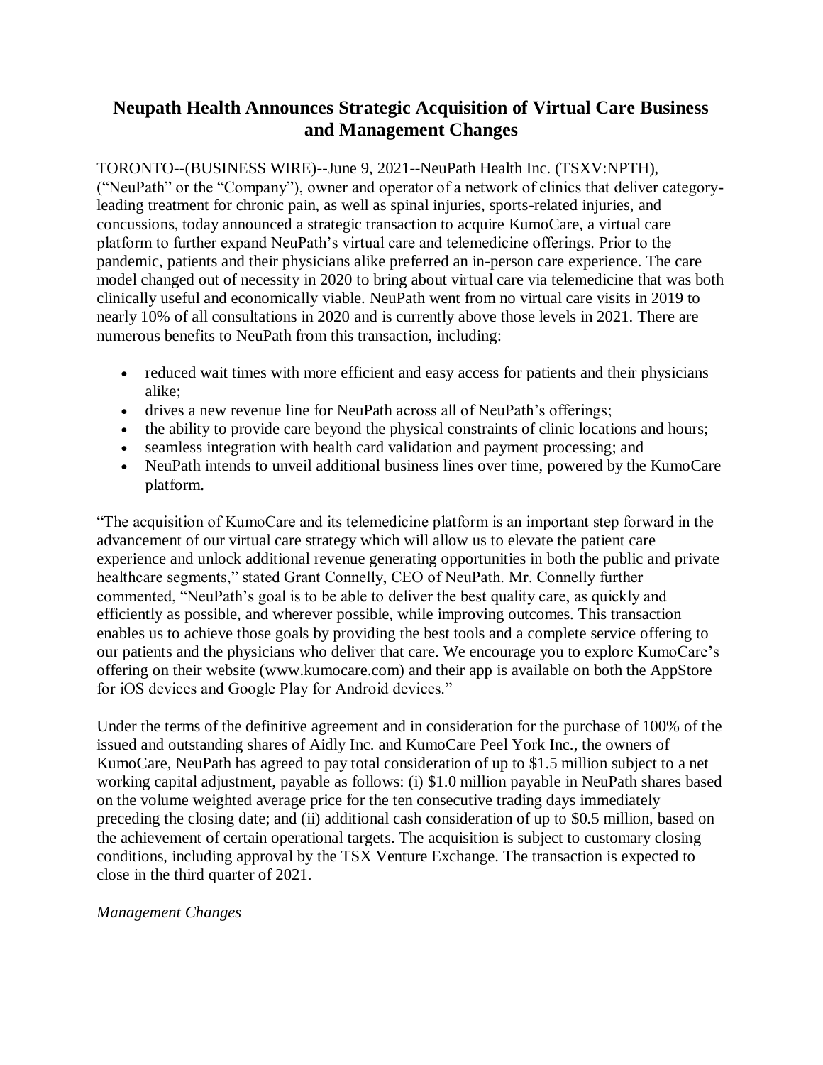# Neupath Health Announces Strategic Acquisition of Virtual Care Business and Management Changes

TORONTO--(BUSINESS WIRE)--June 9, 2021--NeuPath Health Inc. (TSXV:NPTH), ("NeuPath" or the "Company"), owner and operator of a network of clinics that deliver category-leading treatment for chronic pain, as well as spinal injuries, sports-related injuries, and concussions, today announced a strategic transaction to acquire KumoCare, a virtual care platform to further expand NeuPath's virtual care and telemedicine offerings. Prior to the pandemic, patients and their physicians alike preferred an in-person care experience. The care model changed out of necessity in 2020 to bring about virtual care via telemedicine that was both clinically useful and economically viable. NeuPath went from no virtual care visits in 2019 to nearly 10% of all consultations in 2020 and is currently above those levels in 2021. There are numerous benefits to NeuPath from this transaction, including:

- reduced wait times with more efficient and easy access for patients and their physicians alike;
- drives a new revenue line for NeuPath across all of NeuPath's offerings;
- the ability to provide care beyond the physical constraints of clinic locations and hours;
- seamless integration with health card validation and payment processing; and
- NeuPath intends to unveil additional business lines over time, powered by the KumoCare platform.

"The acquisition of KumoCare and its telemedicine platform is an important step forward in the advancement of our virtual care strategy which will allow us to elevate the patient care experience and unlock additional revenue generating opportunities in both the public and private healthcare segments," stated Grant Connelly, CEO of NeuPath. Mr. Connelly further commented, "NeuPath's goal is to be able to deliver the best quality care, as quickly and efficiently as possible, and wherever possible, while improving outcomes. This transaction enables us to achieve those goals by providing the best tools and a complete service offering to our patients and the physicians who deliver that care. We encourage you to explore KumoCare's offering on their website (www.kumocare.com) and their app is available on both the AppStore for iOS devices and Google Play for Android devices."

Under the terms of the definitive agreement and in consideration for the purchase of 100% of the issued and outstanding shares of Aidly Inc. and KumoCare Peel York Inc., the owners of KumoCare, NeuPath has agreed to pay total consideration of up to $1.5 million subject to a net working capital adjustment, payable as follows: (i) $1.0 million payable in NeuPath shares based on the volume weighted average price for the ten consecutive trading days immediately preceding the closing date; and (ii) additional cash consideration of up to $0.5 million, based on the achievement of certain operational targets. The acquisition is subject to customary closing conditions, including approval by the TSX Venture Exchange. The transaction is expected to close in the third quarter of 2021.

*Management Changes*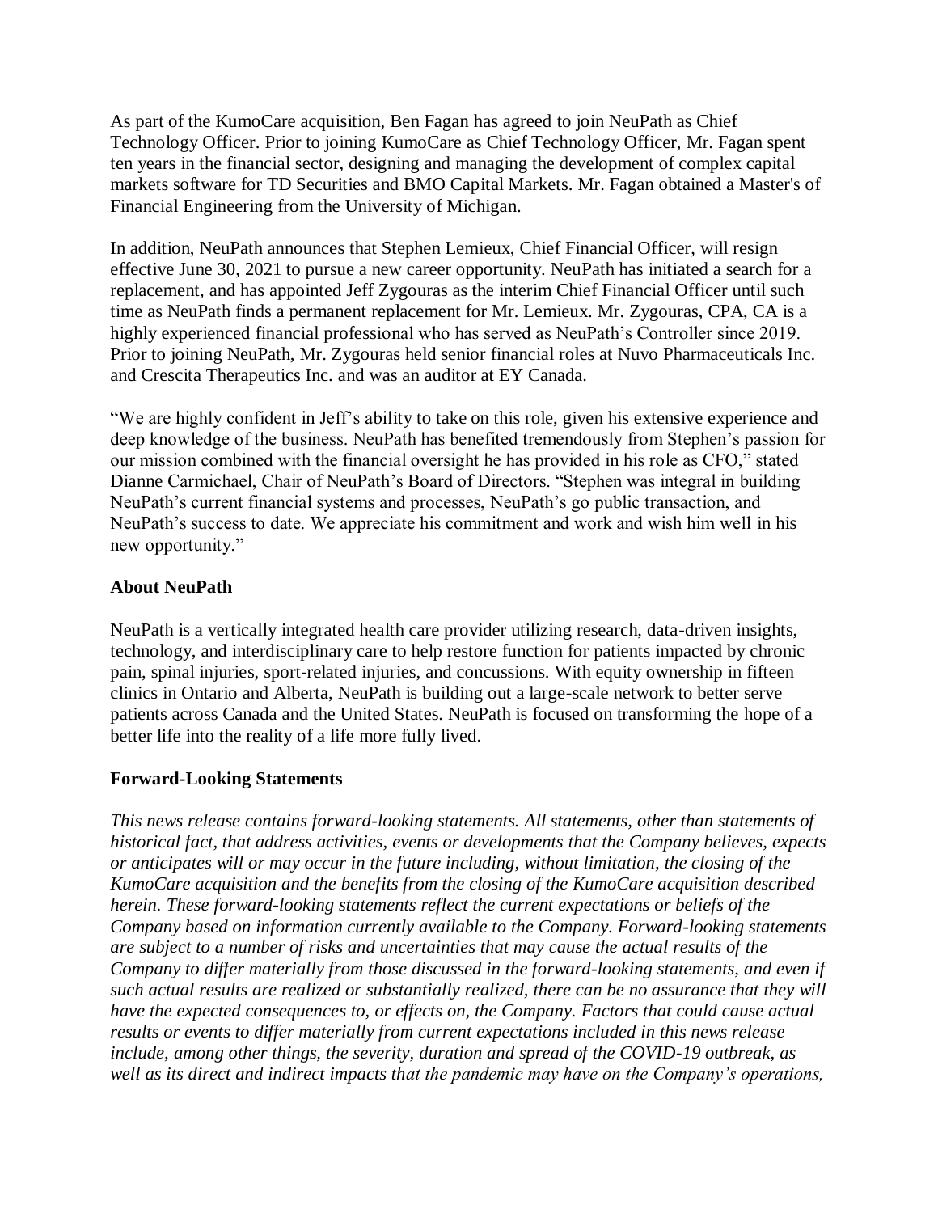As part of the KumoCare acquisition, Ben Fagan has agreed to join NeuPath as Chief Technology Officer. Prior to joining KumoCare as Chief Technology Officer, Mr. Fagan spent ten years in the financial sector, designing and managing the development of complex capital markets software for TD Securities and BMO Capital Markets. Mr. Fagan obtained a Master's of Financial Engineering from the University of Michigan.

In addition, NeuPath announces that Stephen Lemieux, Chief Financial Officer, will resign effective June 30, 2021 to pursue a new career opportunity. NeuPath has initiated a search for a replacement, and has appointed Jeff Zygouras as the interim Chief Financial Officer until such time as NeuPath finds a permanent replacement for Mr. Lemieux. Mr. Zygouras, CPA, CA is a highly experienced financial professional who has served as NeuPath's Controller since 2019. Prior to joining NeuPath, Mr. Zygouras held senior financial roles at Nuvo Pharmaceuticals Inc. and Crescita Therapeutics Inc. and was an auditor at EY Canada.

"We are highly confident in Jeff's ability to take on this role, given his extensive experience and deep knowledge of the business. NeuPath has benefited tremendously from Stephen's passion for our mission combined with the financial oversight he has provided in his role as CFO," stated Dianne Carmichael, Chair of NeuPath's Board of Directors. "Stephen was integral in building NeuPath's current financial systems and processes, NeuPath's go public transaction, and NeuPath's success to date. We appreciate his commitment and work and wish him well in his new opportunity."

**About NeuPath**

NeuPath is a vertically integrated health care provider utilizing research, data-driven insights, technology, and interdisciplinary care to help restore function for patients impacted by chronic pain, spinal injuries, sport-related injuries, and concussions. With equity ownership in fifteen clinics in Ontario and Alberta, NeuPath is building out a large-scale network to better serve patients across Canada and the United States. NeuPath is focused on transforming the hope of a better life into the reality of a life more fully lived.

**Forward-Looking Statements**

*This news release contains forward-looking statements. All statements, other than statements of historical fact, that address activities, events or developments that the Company believes, expects or anticipates will or may occur in the future including, without limitation, the closing of the KumoCare acquisition and the benefits from the closing of the KumoCare acquisition described herein. These forward-looking statements reflect the current expectations or beliefs of the Company based on information currently available to the Company. Forward-looking statements are subject to a number of risks and uncertainties that may cause the actual results of the Company to differ materially from those discussed in the forward-looking statements, and even if such actual results are realized or substantially realized, there can be no assurance that they will have the expected consequences to, or effects on, the Company. Factors that could cause actual results or events to differ materially from current expectations included in this news release include, among other things, the severity, duration and spread of the COVID-19 outbreak, as well as its direct and indirect impacts that the pandemic may have on the Company's operations,*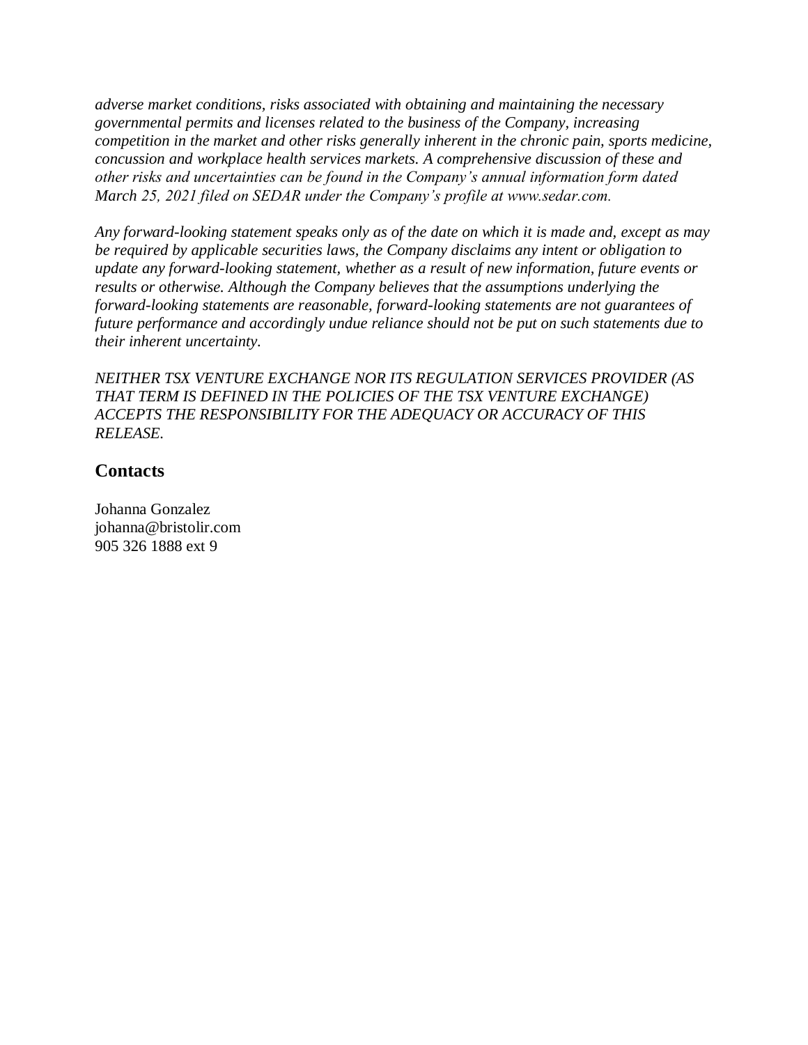*adverse market conditions, risks associated with obtaining and maintaining the necessary governmental permits and licenses related to the business of the Company, increasing competition in the market and other risks generally inherent in the chronic pain, sports medicine, concussion and workplace health services markets. A comprehensive discussion of these and other risks and uncertainties can be found in the Company's annual information form dated March 25, 2021 filed on SEDAR under the Company's profile at www.sedar.com.*

*Any forward-looking statement speaks only as of the date on which it is made and, except as may be required by applicable securities laws, the Company disclaims any intent or obligation to update any forward-looking statement, whether as a result of new information, future events or results or otherwise. Although the Company believes that the assumptions underlying the forward-looking statements are reasonable, forward-looking statements are not guarantees of future performance and accordingly undue reliance should not be put on such statements due to their inherent uncertainty.*

*NEITHER TSX VENTURE EXCHANGE NOR ITS REGULATION SERVICES PROVIDER (AS THAT TERM IS DEFINED IN THE POLICIES OF THE TSX VENTURE EXCHANGE) ACCEPTS THE RESPONSIBILITY FOR THE ADEQUACY OR ACCURACY OF THIS RELEASE.*

## Contacts

Johanna Gonzalez
johanna@bristolir.com
905 326 1888 ext 9